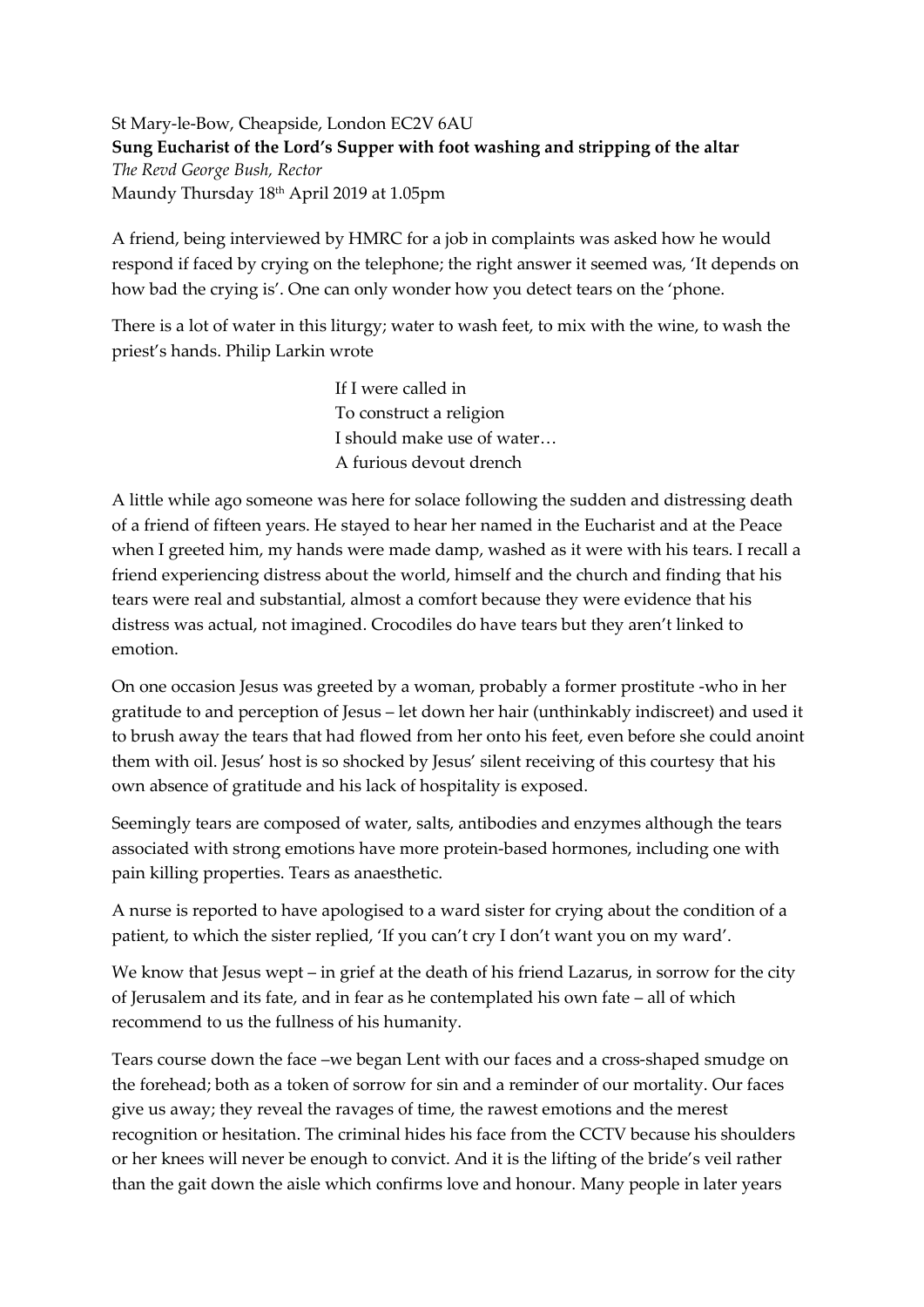St Mary-le-Bow, Cheapside, London EC2V 6AU

**Sung Eucharist of the Lord's Supper with foot washing and stripping of the altar**

*The Revd George Bush, Rector*

Maundy Thursday 18th April 2019 at 1.05pm

A friend, being interviewed by HMRC for a job in complaints was asked how he would respond if faced by crying on the telephone; the right answer it seemed was, 'It depends on how bad the crying is'. One can only wonder how you detect tears on the 'phone.

There is a lot of water in this liturgy; water to wash feet, to mix with the wine, to wash the priest's hands. Philip Larkin wrote

> If I were called in
> To construct a religion
> I should make use of water…
> A furious devout drench

A little while ago someone was here for solace following the sudden and distressing death of a friend of fifteen years. He stayed to hear her named in the Eucharist and at the Peace when I greeted him, my hands were made damp, washed as it were with his tears. I recall a friend experiencing distress about the world, himself and the church and finding that his tears were real and substantial, almost a comfort because they were evidence that his distress was actual, not imagined. Crocodiles do have tears but they aren't linked to emotion.

On one occasion Jesus was greeted by a woman, probably a former prostitute -who in her gratitude to and perception of Jesus – let down her hair (unthinkably indiscreet) and used it to brush away the tears that had flowed from her onto his feet, even before she could anoint them with oil. Jesus' host is so shocked by Jesus' silent receiving of this courtesy that his own absence of gratitude and his lack of hospitality is exposed.

Seemingly tears are composed of water, salts, antibodies and enzymes although the tears associated with strong emotions have more protein-based hormones, including one with pain killing properties. Tears as anaesthetic.

A nurse is reported to have apologised to a ward sister for crying about the condition of a patient, to which the sister replied, 'If you can't cry I don't want you on my ward'.

We know that Jesus wept – in grief at the death of his friend Lazarus, in sorrow for the city of Jerusalem and its fate, and in fear as he contemplated his own fate – all of which recommend to us the fullness of his humanity.

Tears course down the face –we began Lent with our faces and a cross-shaped smudge on the forehead; both as a token of sorrow for sin and a reminder of our mortality. Our faces give us away; they reveal the ravages of time, the rawest emotions and the merest recognition or hesitation. The criminal hides his face from the CCTV because his shoulders or her knees will never be enough to convict. And it is the lifting of the bride's veil rather than the gait down the aisle which confirms love and honour. Many people in later years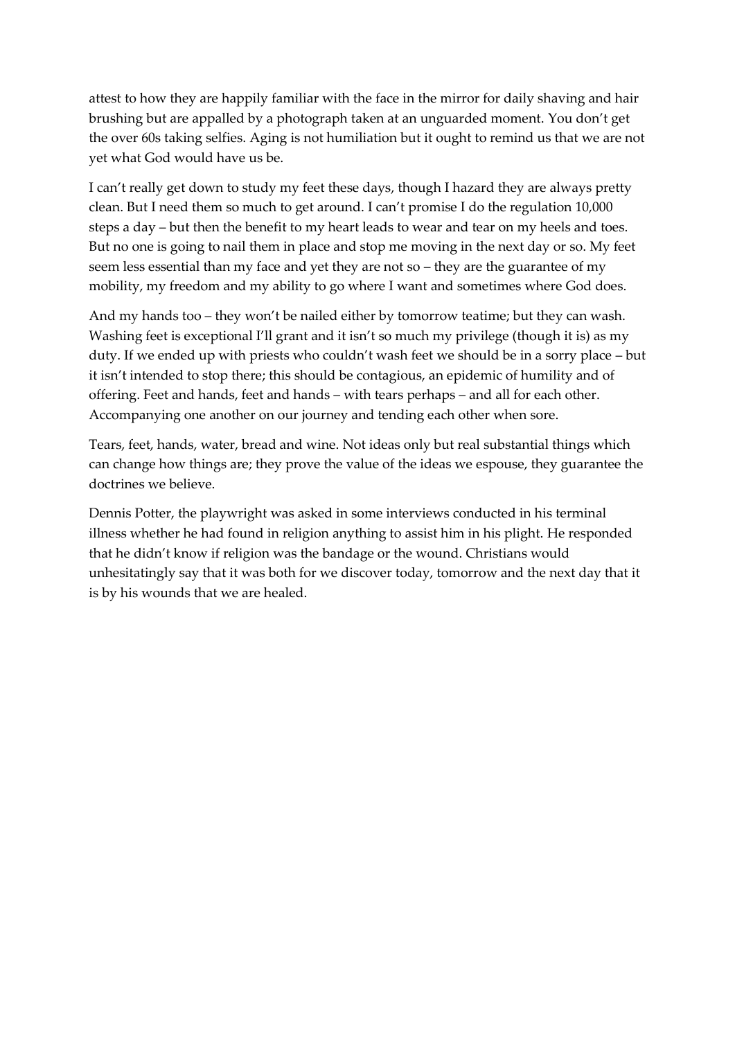attest to how they are happily familiar with the face in the mirror for daily shaving and hair brushing but are appalled by a photograph taken at an unguarded moment. You don't get the over 60s taking selfies. Aging is not humiliation but it ought to remind us that we are not yet what God would have us be.

I can't really get down to study my feet these days, though I hazard they are always pretty clean. But I need them so much to get around. I can't promise I do the regulation 10,000 steps a day – but then the benefit to my heart leads to wear and tear on my heels and toes. But no one is going to nail them in place and stop me moving in the next day or so. My feet seem less essential than my face and yet they are not so – they are the guarantee of my mobility, my freedom and my ability to go where I want and sometimes where God does.

And my hands too – they won't be nailed either by tomorrow teatime; but they can wash. Washing feet is exceptional I'll grant and it isn't so much my privilege (though it is) as my duty. If we ended up with priests who couldn't wash feet we should be in a sorry place – but it isn't intended to stop there; this should be contagious, an epidemic of humility and of offering. Feet and hands, feet and hands – with tears perhaps – and all for each other. Accompanying one another on our journey and tending each other when sore.

Tears, feet, hands, water, bread and wine. Not ideas only but real substantial things which can change how things are; they prove the value of the ideas we espouse, they guarantee the doctrines we believe.

Dennis Potter, the playwright was asked in some interviews conducted in his terminal illness whether he had found in religion anything to assist him in his plight. He responded that he didn't know if religion was the bandage or the wound. Christians would unhesitatingly say that it was both for we discover today, tomorrow and the next day that it is by his wounds that we are healed.